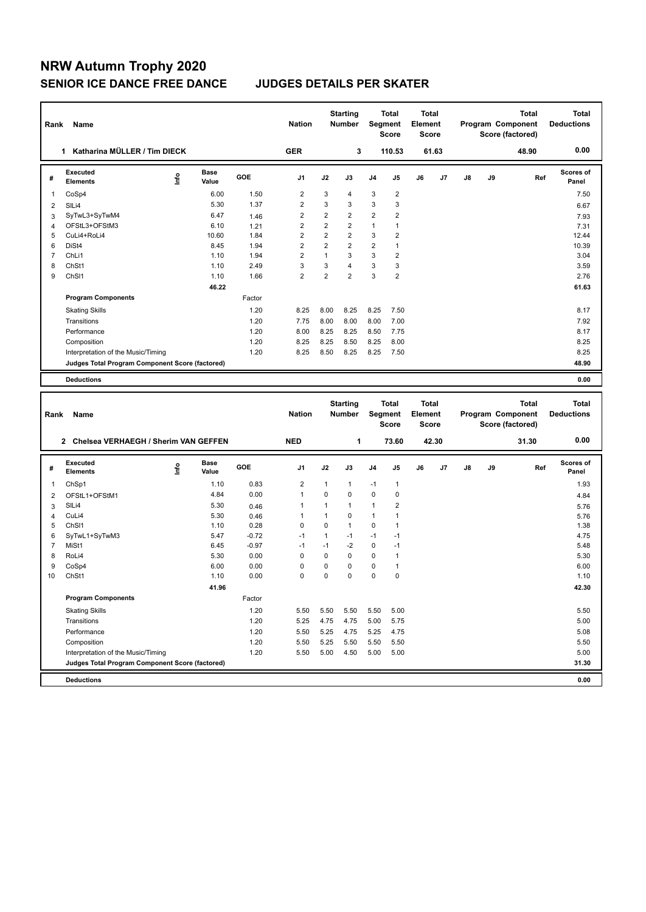# NRW Autumn Trophy 2020

## SENIOR ICE DANCE FREE DANCE JUDGES DETAILS PER SKATER

| Rank | Name | Nation | Starting Number | Total Segment Score | Total Element Score | Total Program Component Score (factored) | Total Deductions |
|---|---|---|---|---|---|---|---|
| 1 | Katharina MÜLLER / Tim DIECK | GER | 3 | 110.53 | 61.63 | 48.90 | 0.00 |

| # | Executed Elements | Info | Base Value | GOE | J1 | J2 | J3 | J4 | J5 | J6 | J7 | J8 | J9 | Ref | Scores of Panel |
|---|---|---|---|---|---|---|---|---|---|---|---|---|---|---|---|
| 1 | CoSp4 | | 6.00 | 1.50 | 2 | 3 | 4 | 3 | 2 | | | | | | 7.50 |
| 2 | SlLi4 | | 5.30 | 1.37 | 2 | 3 | 3 | 3 | 3 | | | | | | 6.67 |
| 3 | SyTwL3+SyTwM4 | | 6.47 | 1.46 | 2 | 2 | 2 | 2 | 2 | | | | | | 7.93 |
| 4 | OFStL3+OFStM3 | | 6.10 | 1.21 | 2 | 2 | 2 | 1 | 1 | | | | | | 7.31 |
| 5 | CuLi4+RoLi4 | | 10.60 | 1.84 | 2 | 2 | 2 | 3 | 2 | | | | | | 12.44 |
| 6 | DiSt4 | | 8.45 | 1.94 | 2 | 2 | 2 | 2 | 1 | | | | | | 10.39 |
| 7 | ChLi1 | | 1.10 | 1.94 | 2 | 1 | 3 | 3 | 2 | | | | | | 3.04 |
| 8 | ChSt1 | | 1.10 | 2.49 | 3 | 3 | 4 | 3 | 3 | | | | | | 3.59 |
| 9 | ChSl1 | | 1.10 | 1.66 | 2 | 2 | 2 | 3 | 2 | | | | | | 2.76 |
| | | | 46.22 | | | | | | | | | | | | 61.63 |
| | **Program Components** | | | Factor | | | | | | | | | | | |
| | Skating Skills | | | 1.20 | 8.25 | 8.00 | 8.25 | 8.25 | 7.50 | | | | | | 8.17 |
| | Transitions | | | 1.20 | 7.75 | 8.00 | 8.00 | 8.00 | 7.00 | | | | | | 7.92 |
| | Performance | | | 1.20 | 8.00 | 8.25 | 8.25 | 8.50 | 7.75 | | | | | | 8.17 |
| | Composition | | | 1.20 | 8.25 | 8.25 | 8.50 | 8.25 | 8.00 | | | | | | 8.25 |
| | Interpretation of the Music/Timing | | | 1.20 | 8.25 | 8.50 | 8.25 | 8.25 | 7.50 | | | | | | 8.25 |
| | **Judges Total Program Component Score (factored)** | | | | | | | | | | | | | | 48.90 |
| | **Deductions** | | | | | | | | | | | | | | 0.00 |

| Rank | Name | Nation | Starting Number | Total Segment Score | Total Element Score | Total Program Component Score (factored) | Total Deductions |
|---|---|---|---|---|---|---|---|
| 2 | Chelsea VERHAEGH / Sherim VAN GEFFEN | NED | 1 | 73.60 | 42.30 | 31.30 | 0.00 |

| # | Executed Elements | Info | Base Value | GOE | J1 | J2 | J3 | J4 | J5 | J6 | J7 | J8 | J9 | Ref | Scores of Panel |
|---|---|---|---|---|---|---|---|---|---|---|---|---|---|---|---|
| 1 | ChSp1 | | 1.10 | 0.83 | 2 | 1 | 1 | -1 | 1 | | | | | | 1.93 |
| 2 | OFStL1+OFStM1 | | 4.84 | 0.00 | 1 | 0 | 0 | 0 | 0 | | | | | | 4.84 |
| 3 | SlLi4 | | 5.30 | 0.46 | 1 | 1 | 1 | 1 | 2 | | | | | | 5.76 |
| 4 | CuLi4 | | 5.30 | 0.46 | 1 | 1 | 0 | 1 | 1 | | | | | | 5.76 |
| 5 | ChSl1 | | 1.10 | 0.28 | 0 | 0 | 1 | 0 | 1 | | | | | | 1.38 |
| 6 | SyTwL1+SyTwM3 | | 5.47 | -0.72 | -1 | 1 | -1 | -1 | -1 | | | | | | 4.75 |
| 7 | MiSt1 | | 6.45 | -0.97 | -1 | -1 | -2 | 0 | -1 | | | | | | 5.48 |
| 8 | RoLi4 | | 5.30 | 0.00 | 0 | 0 | 0 | 0 | 1 | | | | | | 5.30 |
| 9 | CoSp4 | | 6.00 | 0.00 | 0 | 0 | 0 | 0 | 1 | | | | | | 6.00 |
| 10 | ChSt1 | | 1.10 | 0.00 | 0 | 0 | 0 | 0 | 0 | | | | | | 1.10 |
| | | | 41.96 | | | | | | | | | | | | 42.30 |
| | **Program Components** | | | Factor | | | | | | | | | | | |
| | Skating Skills | | | 1.20 | 5.50 | 5.50 | 5.50 | 5.50 | 5.00 | | | | | | 5.50 |
| | Transitions | | | 1.20 | 5.25 | 4.75 | 4.75 | 5.00 | 5.75 | | | | | | 5.00 |
| | Performance | | | 1.20 | 5.50 | 5.25 | 4.75 | 5.25 | 4.75 | | | | | | 5.08 |
| | Composition | | | 1.20 | 5.50 | 5.25 | 5.50 | 5.50 | 5.50 | | | | | | 5.50 |
| | Interpretation of the Music/Timing | | | 1.20 | 5.50 | 5.00 | 4.50 | 5.00 | 5.00 | | | | | | 5.00 |
| | **Judges Total Program Component Score (factored)** | | | | | | | | | | | | | | 31.30 |
| | **Deductions** | | | | | | | | | | | | | | 0.00 |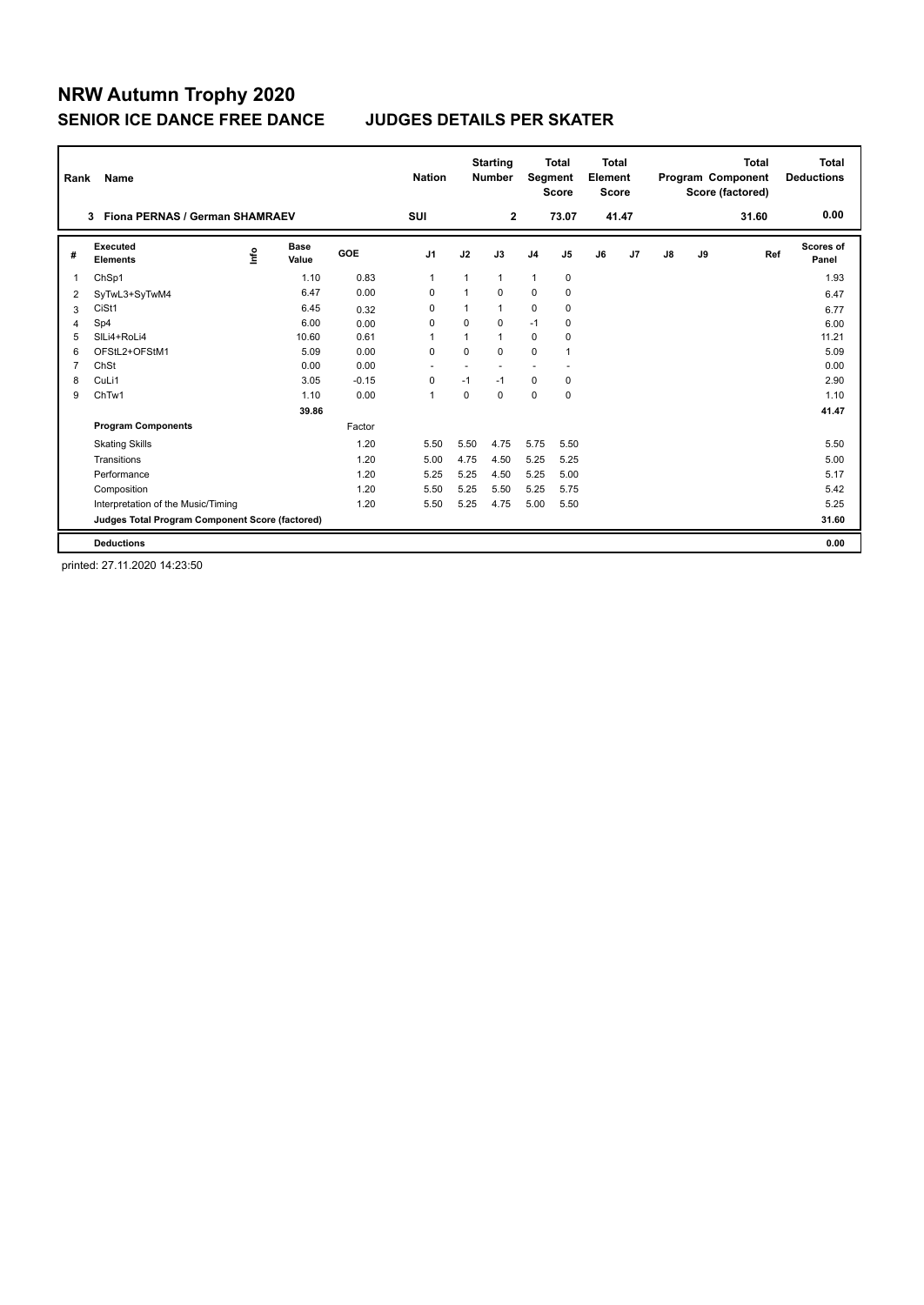# NRW Autumn Trophy 2020

## SENIOR ICE DANCE FREE DANCE JUDGES DETAILS PER SKATER

| Rank | Name | Nation | Starting Number | Total Segment Score | Total Element Score | Total Program Component Score (factored) | Total Deductions |
|---|---|---|---|---|---|---|---|
| 3 | Fiona PERNAS / German SHAMRAEV | SUI | 2 | 73.07 | 41.47 | 31.60 | 0.00 |

| # | Executed Elements | Info | Base Value | GOE | J1 | J2 | J3 | J4 | J5 | J6 | J7 | J8 | J9 | Ref | Scores of Panel |
|---|---|---|---|---|---|---|---|---|---|---|---|---|---|---|---|
| 1 | ChSp1 | | 1.10 | 0.83 | 1 | 1 | 1 | 1 | 0 | | | | | | 1.93 |
| 2 | SyTwL3+SyTwM4 | | 6.47 | 0.00 | 0 | 1 | 0 | 0 | 0 | | | | | | 6.47 |
| 3 | CiSt1 | | 6.45 | 0.32 | 0 | 1 | 1 | 0 | 0 | | | | | | 6.77 |
| 4 | Sp4 | | 6.00 | 0.00 | 0 | 0 | 0 | -1 | 0 | | | | | | 6.00 |
| 5 | SlLi4+RoLi4 | | 10.60 | 0.61 | 1 | 1 | 1 | 0 | 0 | | | | | | 11.21 |
| 6 | OFStL2+OFStM1 | | 5.09 | 0.00 | 0 | 0 | 0 | 0 | 1 | | | | | | 5.09 |
| 7 | ChSt | | 0.00 | 0.00 | - | - | - | - | - | | | | | | 0.00 |
| 8 | CuLi1 | | 3.05 | -0.15 | 0 | -1 | -1 | 0 | 0 | | | | | | 2.90 |
| 9 | ChTw1 | | 1.10 | 0.00 | 1 | 0 | 0 | 0 | 0 | | | | | | 1.10 |
| | | | 39.86 | | | | | | | | | | | | 41.47 |
| | **Program Components** | | | Factor | | | | | | | | | | | |
| | Skating Skills | | | 1.20 | 5.50 | 5.50 | 4.75 | 5.75 | 5.50 | | | | | | 5.50 |
| | Transitions | | | 1.20 | 5.00 | 4.75 | 4.50 | 5.25 | 5.25 | | | | | | 5.00 |
| | Performance | | | 1.20 | 5.25 | 5.25 | 4.50 | 5.25 | 5.00 | | | | | | 5.17 |
| | Composition | | | 1.20 | 5.50 | 5.25 | 5.50 | 5.25 | 5.75 | | | | | | 5.42 |
| | Interpretation of the Music/Timing | | | 1.20 | 5.50 | 5.25 | 4.75 | 5.00 | 5.50 | | | | | | 5.25 |
| | **Judges Total Program Component Score (factored)** | | | | | | | | | | | | | | 31.60 |
| | **Deductions** | | | | | | | | | | | | | | 0.00 |

printed: 27.11.2020 14:23:50